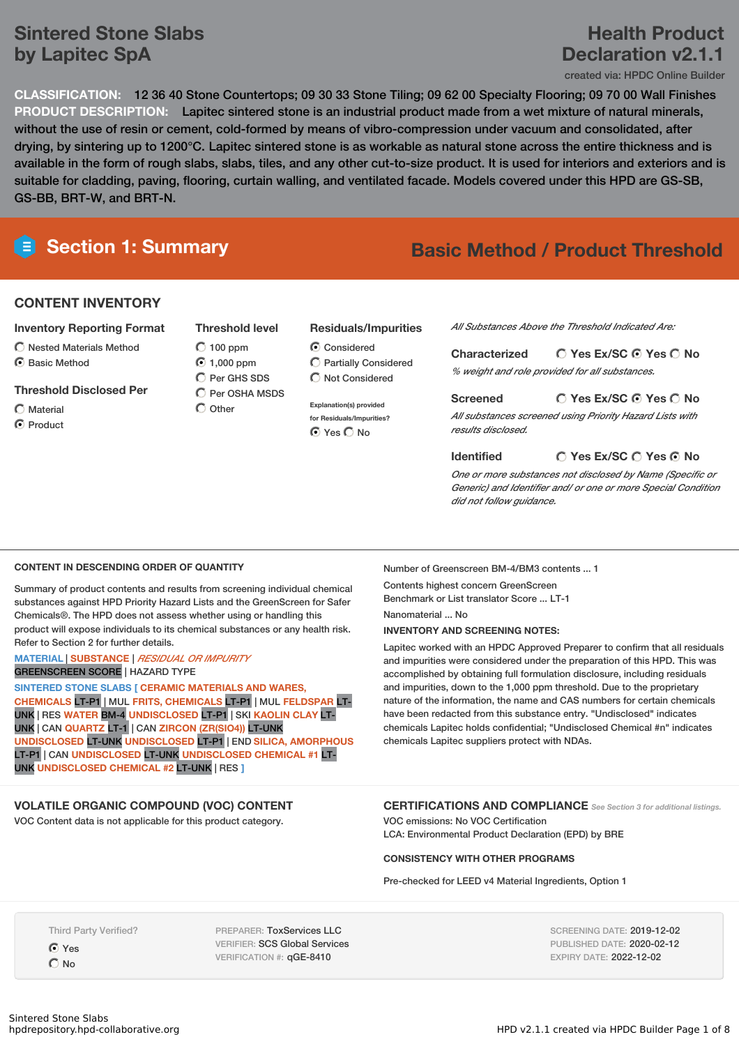# Sintered Stone Slabs by Lapitec SpA

# Health Product Declaration v2.1.1

created via: HPDC Online Builder

**CLASSIFICATION:** 12 36 40 Stone Countertops; 09 30 33 Stone Tiling; 09 62 00 Specialty Flooring; 09 70 00 Wall Finishes

**PRODUCT DESCRIPTION:** Lapitec sintered stone is an industrial product made from a wet mixture of natural minerals, without the use of resin or cement, cold-formed by means of vibro-compression under vacuum and consolidated, after drying, by sintering up to 1200°C. Lapitec sintered stone is as workable as natural stone across the entire thickness and is available in the form of rough slabs, slabs, tiles, and any other cut-to-size product. It is used for interiors and exteriors and is suitable for cladding, paving, flooring, curtain walling, and ventilated facade. Models covered under this HPD are GS-SB, GS-BB, BRT-W, and BRT-N.

## Section 1: Summary

**Basic Method / Product Threshold**

### CONTENT INVENTORY

**Inventory Reporting Format**
- ○ Nested Materials Method
- ◉ Basic Method

**Threshold Disclosed Per**
- ○ Material
- ◉ Product

**Threshold level**
- ○ 100 ppm
- ◉ 1,000 ppm
- ○ Per GHS SDS
- ○ Per OSHA MSDS
- ○ Other

**Residuals/Impurities**
- ◉ Considered
- ○ Partially Considered
- ○ Not Considered

Explanation(s) provided for Residuals/Impurities?
◉ Yes ○ No

*All Substances Above the Threshold Indicated Are:*

**Characterized** ○ Yes Ex/SC ◉ Yes ○ No
*% weight and role provided for all substances.*

**Screened** ○ Yes Ex/SC ◉ Yes ○ No
*All substances screened using Priority Hazard Lists with results disclosed.*

**Identified** ○ Yes Ex/SC ○ Yes ◉ No
*One or more substances not disclosed by Name (Specific or Generic) and Identifier and/ or one or more Special Condition did not follow guidance.*

### CONTENT IN DESCENDING ORDER OF QUANTITY

Summary of product contents and results from screening individual chemical substances against HPD Priority Hazard Lists and the GreenScreen for Safer Chemicals®. The HPD does not assess whether using or handling this product will expose individuals to its chemical substances or any health risk. Refer to Section 2 for further details.

MATERIAL | SUBSTANCE | *RESIDUAL OR IMPURITY*
GREENSCREEN SCORE | HAZARD TYPE

SINTERED STONE SLABS [ CERAMIC MATERIALS AND WARES, CHEMICALS LT-P1 | MUL FRITS, CHEMICALS LT-P1 | MUL FELDSPAR LT-UNK | RES WATER BM-4 UNDISCLOSED LT-P1 | SKI KAOLIN CLAY LT-UNK | CAN QUARTZ LT-1 | CAN ZIRCON (ZR(SIO4)) LT-UNK UNDISCLOSED LT-UNK UNDISCLOSED LT-P1 | END SILICA, AMORPHOUS LT-P1 | CAN UNDISCLOSED LT-UNK UNDISCLOSED CHEMICAL #1 LT-UNK UNDISCLOSED CHEMICAL #2 LT-UNK | RES ]

Number of Greenscreen BM-4/BM3 contents ... 1

Contents highest concern GreenScreen Benchmark or List translator Score ... LT-1

Nanomaterial ... No

**INVENTORY AND SCREENING NOTES:**

Lapitec worked with an HPDC Approved Preparer to confirm that all residuals and impurities were considered under the preparation of this HPD. This was accomplished by obtaining full formulation disclosure, including residuals and impurities, down to the 1,000 ppm threshold. Due to the proprietary nature of the information, the name and CAS numbers for certain chemicals have been redacted from this substance entry. "Undisclosed" indicates chemicals Lapitec holds confidential; "Undisclosed Chemical #n" indicates chemicals Lapitec suppliers protect with NDAs.

### VOLATILE ORGANIC COMPOUND (VOC) CONTENT

VOC Content data is not applicable for this product category.

### CERTIFICATIONS AND COMPLIANCE

*See Section 3 for additional listings.*

VOC emissions: No VOC Certification
LCA: Environmental Product Declaration (EPD) by BRE

**CONSISTENCY WITH OTHER PROGRAMS**

Pre-checked for LEED v4 Material Ingredients, Option 1

Third Party Verified?
- ◉ Yes
- ○ No

PREPARER: ToxServices LLC
VERIFIER: SCS Global Services
VERIFICATION #: qGE-8410

SCREENING DATE: 2019-12-02
PUBLISHED DATE: 2020-02-12
EXPIRY DATE: 2022-12-02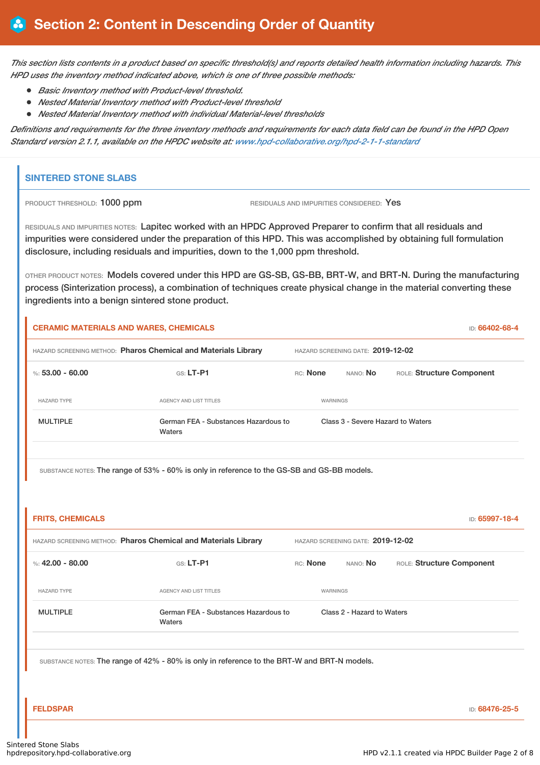# Section 2: Content in Descending Order of Quantity

*This section lists contents in a product based on specific threshold(s) and reports detailed health information including hazards. This HPD uses the inventory method indicated above, which is one of three possible methods:*

- *Basic Inventory method with Product-level threshold.*
- *Nested Material Inventory method with Product-level threshold*
- *Nested Material Inventory method with individual Material-level thresholds*

*Definitions and requirements for the three inventory methods and requirements for each data field can be found in the HPD Open Standard version 2.1.1, available on the HPDC website at: www.hpd-collaborative.org/hpd-2-1-1-standard*

## SINTERED STONE SLABS

PRODUCT THRESHOLD: 1000 ppm

RESIDUALS AND IMPURITIES CONSIDERED: Yes

RESIDUALS AND IMPURITIES NOTES: Lapitec worked with an HPDC Approved Preparer to confirm that all residuals and impurities were considered under the preparation of this HPD. This was accomplished by obtaining full formulation disclosure, including residuals and impurities, down to the 1,000 ppm threshold.

OTHER PRODUCT NOTES: Models covered under this HPD are GS-SB, GS-BB, BRT-W, and BRT-N. During the manufacturing process (Sinterization process), a combination of techniques create physical change in the material converting these ingredients into a benign sintered stone product.

### CERAMIC MATERIALS AND WARES, CHEMICALS

ID: 66402-68-4

HAZARD SCREENING METHOD: **Pharos Chemical and Materials Library** HAZARD SCREENING DATE: **2019-12-02**

%: **53.00 - 60.00** GS: **LT-P1** RC: **None** NANO: **No** ROLE: **Structure Component**

| HAZARD TYPE | AGENCY AND LIST TITLES | WARNINGS |
|---|---|---|
| MULTIPLE | German FEA - Substances Hazardous to Waters | Class 3 - Severe Hazard to Waters |

SUBSTANCE NOTES: The range of 53% - 60% is only in reference to the GS-SB and GS-BB models.

### FRITS, CHEMICALS

ID: 65997-18-4

HAZARD SCREENING METHOD: **Pharos Chemical and Materials Library** HAZARD SCREENING DATE: **2019-12-02**

%: **42.00 - 80.00** GS: **LT-P1** RC: **None** NANO: **No** ROLE: **Structure Component**

| HAZARD TYPE | AGENCY AND LIST TITLES | WARNINGS |
|---|---|---|
| MULTIPLE | German FEA - Substances Hazardous to Waters | Class 2 - Hazard to Waters |

SUBSTANCE NOTES: The range of 42% - 80% is only in reference to the BRT-W and BRT-N models.

### FELDSPAR

ID: 68476-25-5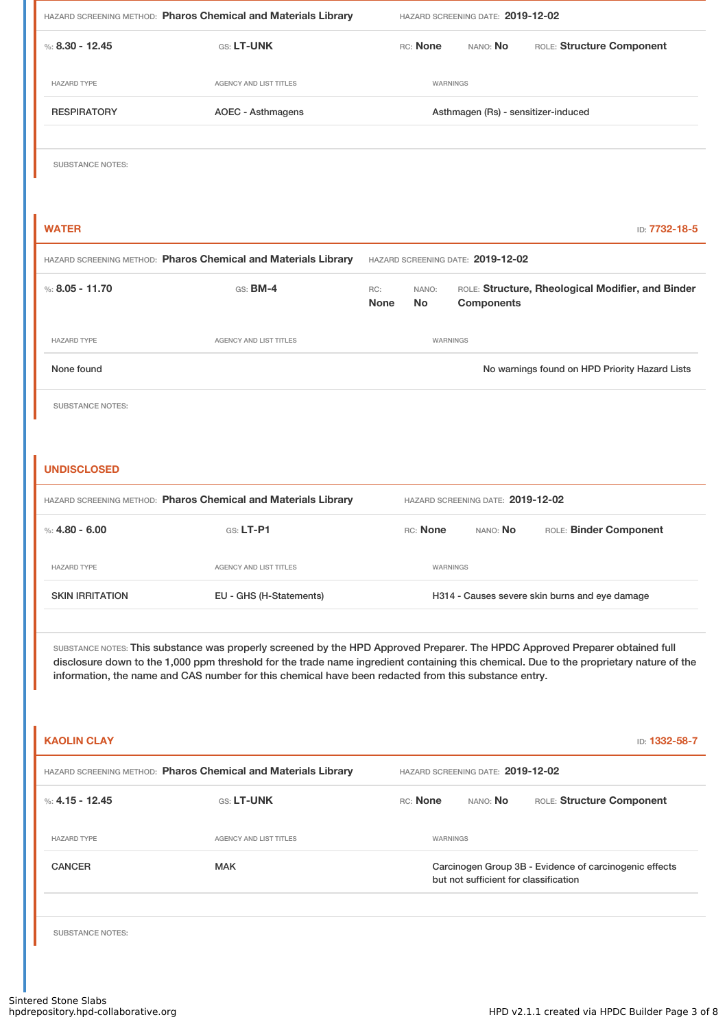HAZARD SCREENING METHOD: **Pharos Chemical and Materials Library** HAZARD SCREENING DATE: **2019-12-02**

%: **8.30 - 12.45** GS: **LT-UNK** RC: **None** NANO: **No** ROLE: **Structure Component**

| HAZARD TYPE | AGENCY AND LIST TITLES | WARNINGS |
| --- | --- | --- |
| RESPIRATORY | AOEC - Asthmagens | Asthmagen (Rs) - sensitizer-induced |

SUBSTANCE NOTES:

## WATER

ID: **7732-18-5**

HAZARD SCREENING METHOD: **Pharos Chemical and Materials Library** HAZARD SCREENING DATE: **2019-12-02**

%: **8.05 - 11.70** GS: **BM-4** RC: **None** NANO: **No** ROLE: **Structure, Rheological Modifier, and Binder Components**

| HAZARD TYPE | AGENCY AND LIST TITLES | WARNINGS |
| --- | --- | --- |
| None found | | No warnings found on HPD Priority Hazard Lists |

SUBSTANCE NOTES:

## UNDISCLOSED

HAZARD SCREENING METHOD: **Pharos Chemical and Materials Library** HAZARD SCREENING DATE: **2019-12-02**

%: **4.80 - 6.00** GS: **LT-P1** RC: **None** NANO: **No** ROLE: **Binder Component**

| HAZARD TYPE | AGENCY AND LIST TITLES | WARNINGS |
| --- | --- | --- |
| SKIN IRRITATION | EU - GHS (H-Statements) | H314 - Causes severe skin burns and eye damage |

SUBSTANCE NOTES: This substance was properly screened by the HPD Approved Preparer. The HPDC Approved Preparer obtained full disclosure down to the 1,000 ppm threshold for the trade name ingredient containing this chemical. Due to the proprietary nature of the information, the name and CAS number for this chemical have been redacted from this substance entry.

## KAOLIN CLAY

ID: **1332-58-7**

HAZARD SCREENING METHOD: **Pharos Chemical and Materials Library** HAZARD SCREENING DATE: **2019-12-02**

%: **4.15 - 12.45** GS: **LT-UNK** RC: **None** NANO: **No** ROLE: **Structure Component**

| HAZARD TYPE | AGENCY AND LIST TITLES | WARNINGS |
| --- | --- | --- |
| CANCER | MAK | Carcinogen Group 3B - Evidence of carcinogenic effects but not sufficient for classification |

SUBSTANCE NOTES: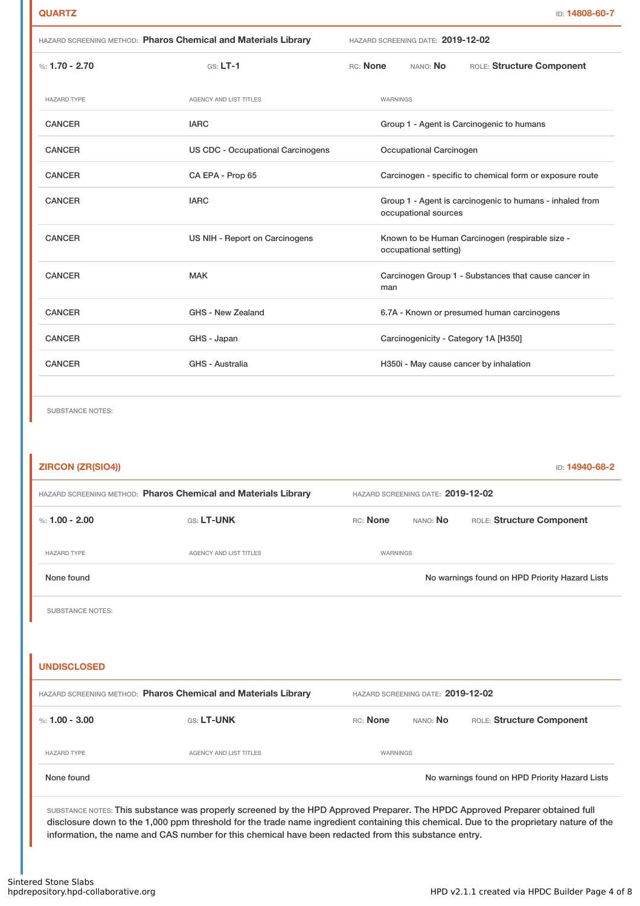## QUARTZ

ID: 14808-60-7

HAZARD SCREENING METHOD: **Pharos Chemical and Materials Library** HAZARD SCREENING DATE: **2019-12-02**

%: **1.70 - 2.70** GS: **LT-1** RC: **None** NANO: **No** ROLE: **Structure Component**

| HAZARD TYPE | AGENCY AND LIST TITLES | WARNINGS |
|---|---|---|
| CANCER | IARC | Group 1 - Agent is Carcinogenic to humans |
| CANCER | US CDC - Occupational Carcinogens | Occupational Carcinogen |
| CANCER | CA EPA - Prop 65 | Carcinogen - specific to chemical form or exposure route |
| CANCER | IARC | Group 1 - Agent is carcinogenic to humans - inhaled from occupational sources |
| CANCER | US NIH - Report on Carcinogens | Known to be Human Carcinogen (respirable size - occupational setting) |
| CANCER | MAK | Carcinogen Group 1 - Substances that cause cancer in man |
| CANCER | GHS - New Zealand | 6.7A - Known or presumed human carcinogens |
| CANCER | GHS - Japan | Carcinogenicity - Category 1A [H350] |
| CANCER | GHS - Australia | H350i - May cause cancer by inhalation |

SUBSTANCE NOTES:

## ZIRCON (ZR(SIO4))

ID: 14940-68-2

HAZARD SCREENING METHOD: **Pharos Chemical and Materials Library** HAZARD SCREENING DATE: **2019-12-02**

%: **1.00 - 2.00** GS: **LT-UNK** RC: **None** NANO: **No** ROLE: **Structure Component**

| HAZARD TYPE | AGENCY AND LIST TITLES | WARNINGS |
|---|---|---|
| None found | | No warnings found on HPD Priority Hazard Lists |

SUBSTANCE NOTES:

## UNDISCLOSED

HAZARD SCREENING METHOD: **Pharos Chemical and Materials Library** HAZARD SCREENING DATE: **2019-12-02**

%: **1.00 - 3.00** GS: **LT-UNK** RC: **None** NANO: **No** ROLE: **Structure Component**

| HAZARD TYPE | AGENCY AND LIST TITLES | WARNINGS |
|---|---|---|
| None found | | No warnings found on HPD Priority Hazard Lists |

SUBSTANCE NOTES: **This substance was properly screened by the HPD Approved Preparer. The HPDC Approved Preparer obtained full disclosure down to the 1,000 ppm threshold for the trade name ingredient containing this chemical. Due to the proprietary nature of the information, the name and CAS number for this chemical have been redacted from this substance entry.**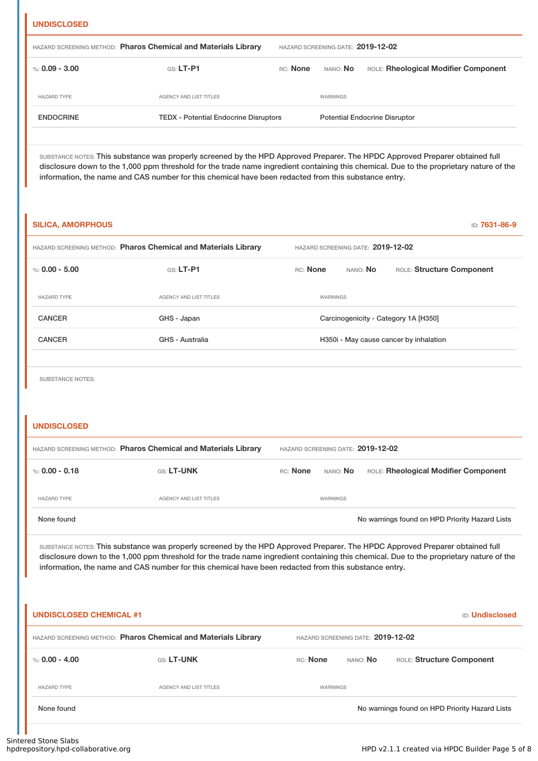### UNDISCLOSED

HAZARD SCREENING METHOD: **Pharos Chemical and Materials Library** HAZARD SCREENING DATE: **2019-12-02**

%: **0.09 - 3.00** GS: **LT-P1** RC: **None** NANO: **No** ROLE: **Rheological Modifier Component**

| HAZARD TYPE | AGENCY AND LIST TITLES | WARNINGS |
|---|---|---|
| ENDOCRINE | TEDX - Potential Endocrine Disruptors | Potential Endocrine Disruptor |

SUBSTANCE NOTES: This substance was properly screened by the HPD Approved Preparer. The HPDC Approved Preparer obtained full disclosure down to the 1,000 ppm threshold for the trade name ingredient containing this chemical. Due to the proprietary nature of the information, the name and CAS number for this chemical have been redacted from this substance entry.

### SILICA, AMORPHOUS

ID: **7631-86-9**

HAZARD SCREENING METHOD: **Pharos Chemical and Materials Library** HAZARD SCREENING DATE: **2019-12-02**

%: **0.00 - 5.00** GS: **LT-P1** RC: **None** NANO: **No** ROLE: **Structure Component**

| HAZARD TYPE | AGENCY AND LIST TITLES | WARNINGS |
|---|---|---|
| CANCER | GHS - Japan | Carcinogenicity - Category 1A [H350] |
| CANCER | GHS - Australia | H350i - May cause cancer by inhalation |

SUBSTANCE NOTES:

### UNDISCLOSED

HAZARD SCREENING METHOD: **Pharos Chemical and Materials Library** HAZARD SCREENING DATE: **2019-12-02**

%: **0.00 - 0.18** GS: **LT-UNK** RC: **None** NANO: **No** ROLE: **Rheological Modifier Component**

| HAZARD TYPE | AGENCY AND LIST TITLES | WARNINGS |
|---|---|---|
| None found | | No warnings found on HPD Priority Hazard Lists |

SUBSTANCE NOTES: This substance was properly screened by the HPD Approved Preparer. The HPDC Approved Preparer obtained full disclosure down to the 1,000 ppm threshold for the trade name ingredient containing this chemical. Due to the proprietary nature of the information, the name and CAS number for this chemical have been redacted from this substance entry.

### UNDISCLOSED CHEMICAL #1

ID: **Undisclosed**

HAZARD SCREENING METHOD: **Pharos Chemical and Materials Library** HAZARD SCREENING DATE: **2019-12-02**

%: **0.00 - 4.00** GS: **LT-UNK** RC: **None** NANO: **No** ROLE: **Structure Component**

| HAZARD TYPE | AGENCY AND LIST TITLES | WARNINGS |
|---|---|---|
| None found | | No warnings found on HPD Priority Hazard Lists |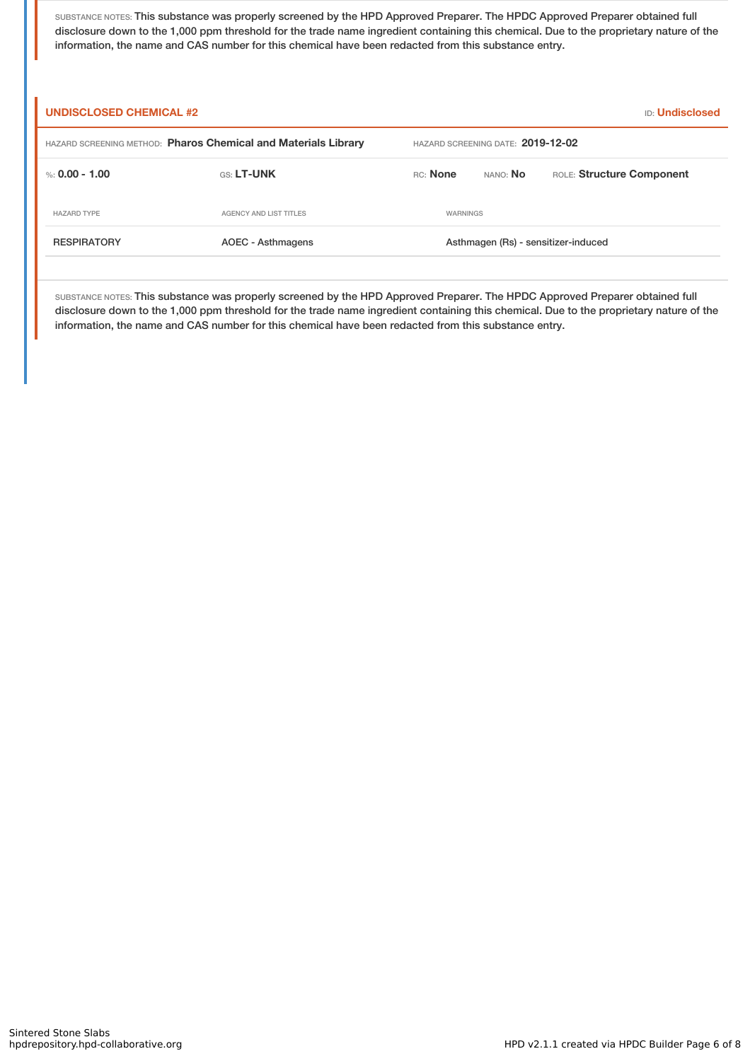SUBSTANCE NOTES: This substance was properly screened by the HPD Approved Preparer. The HPDC Approved Preparer obtained full disclosure down to the 1,000 ppm threshold for the trade name ingredient containing this chemical. Due to the proprietary nature of the information, the name and CAS number for this chemical have been redacted from this substance entry.

**UNDISCLOSED CHEMICAL #2** — ID: **Undisclosed**

HAZARD SCREENING METHOD: **Pharos Chemical and Materials Library** — HAZARD SCREENING DATE: **2019-12-02**

%: **0.00 - 1.00** — GS: **LT-UNK** — RC: **None** — NANO: **No** — ROLE: **Structure Component**

| HAZARD TYPE | AGENCY AND LIST TITLES | WARNINGS |
| --- | --- | --- |
| RESPIRATORY | AOEC - Asthmagens | Asthmagen (Rs) - sensitizer-induced |

SUBSTANCE NOTES: This substance was properly screened by the HPD Approved Preparer. The HPDC Approved Preparer obtained full disclosure down to the 1,000 ppm threshold for the trade name ingredient containing this chemical. Due to the proprietary nature of the information, the name and CAS number for this chemical have been redacted from this substance entry.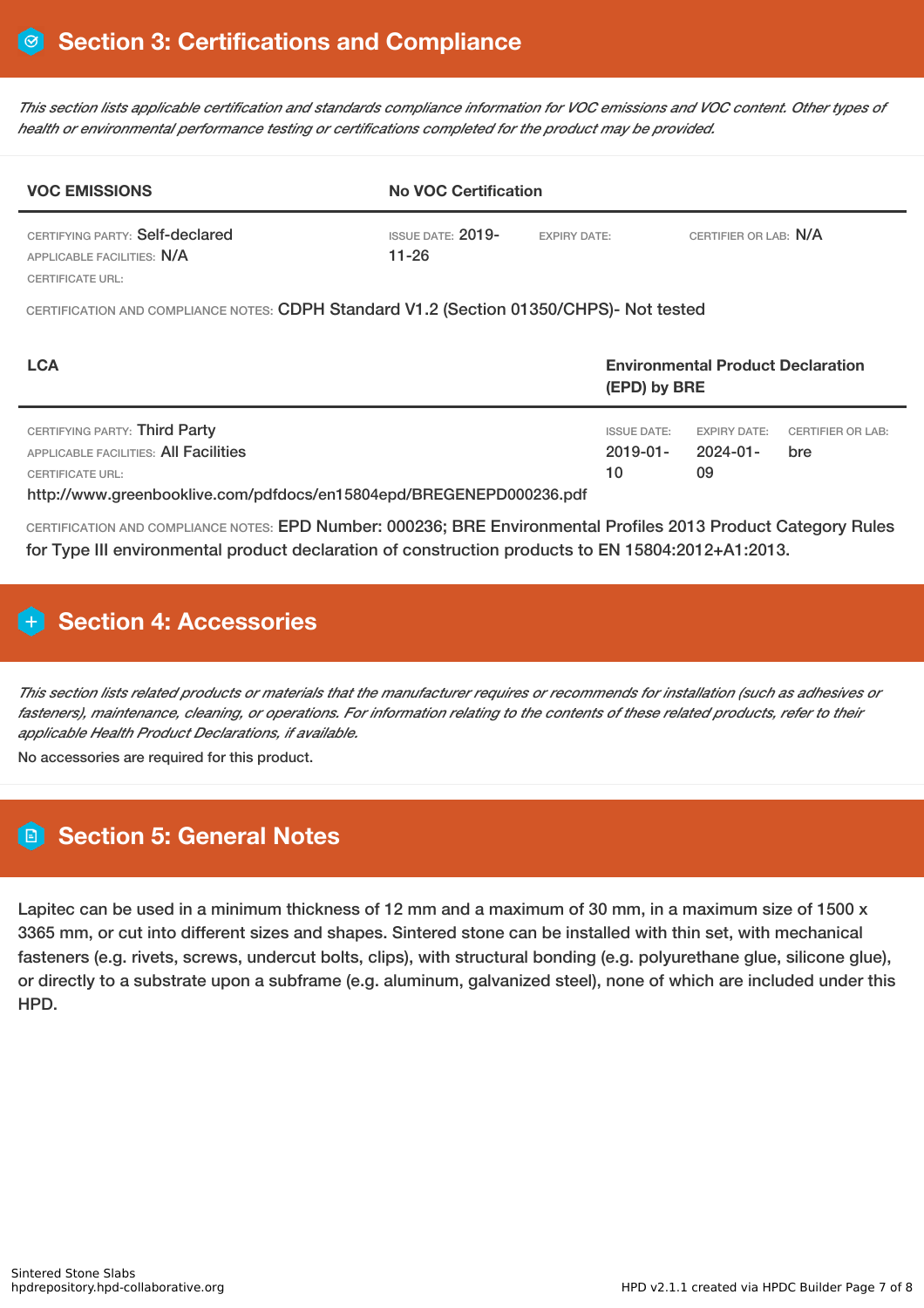## Section 3: Certifications and Compliance

*This section lists applicable certification and standards compliance information for VOC emissions and VOC content. Other types of health or environmental performance testing or certifications completed for the product may be provided.*

| VOC EMISSIONS | No VOC Certification | | |
|---|---|---|---|
| CERTIFYING PARTY: Self-declared<br>APPLICABLE FACILITIES: N/A<br>CERTIFICATE URL: | ISSUE DATE: 2019-11-26 | EXPIRY DATE: | CERTIFIER OR LAB: N/A |

CERTIFICATION AND COMPLIANCE NOTES: CDPH Standard V1.2 (Section 01350/CHPS)- Not tested

| LCA | Environmental Product Declaration (EPD) by BRE | | |
|---|---|---|---|
| CERTIFYING PARTY: Third Party<br>APPLICABLE FACILITIES: All Facilities<br>CERTIFICATE URL:<br>http://www.greenbooklive.com/pdfdocs/en15804epd/BREGENEPD000236.pdf | ISSUE DATE: 2019-01-10 | EXPIRY DATE: 2024-01-09 | CERTIFIER OR LAB: bre |

CERTIFICATION AND COMPLIANCE NOTES: EPD Number: 000236; BRE Environmental Profiles 2013 Product Category Rules for Type III environmental product declaration of construction products to EN 15804:2012+A1:2013.

## Section 4: Accessories

*This section lists related products or materials that the manufacturer requires or recommends for installation (such as adhesives or fasteners), maintenance, cleaning, or operations. For information relating to the contents of these related products, refer to their applicable Health Product Declarations, if available.*

No accessories are required for this product.

## Section 5: General Notes

Lapitec can be used in a minimum thickness of 12 mm and a maximum of 30 mm, in a maximum size of 1500 x 3365 mm, or cut into different sizes and shapes. Sintered stone can be installed with thin set, with mechanical fasteners (e.g. rivets, screws, undercut bolts, clips), with structural bonding (e.g. polyurethane glue, silicone glue), or directly to a substrate upon a subframe (e.g. aluminum, galvanized steel), none of which are included under this HPD.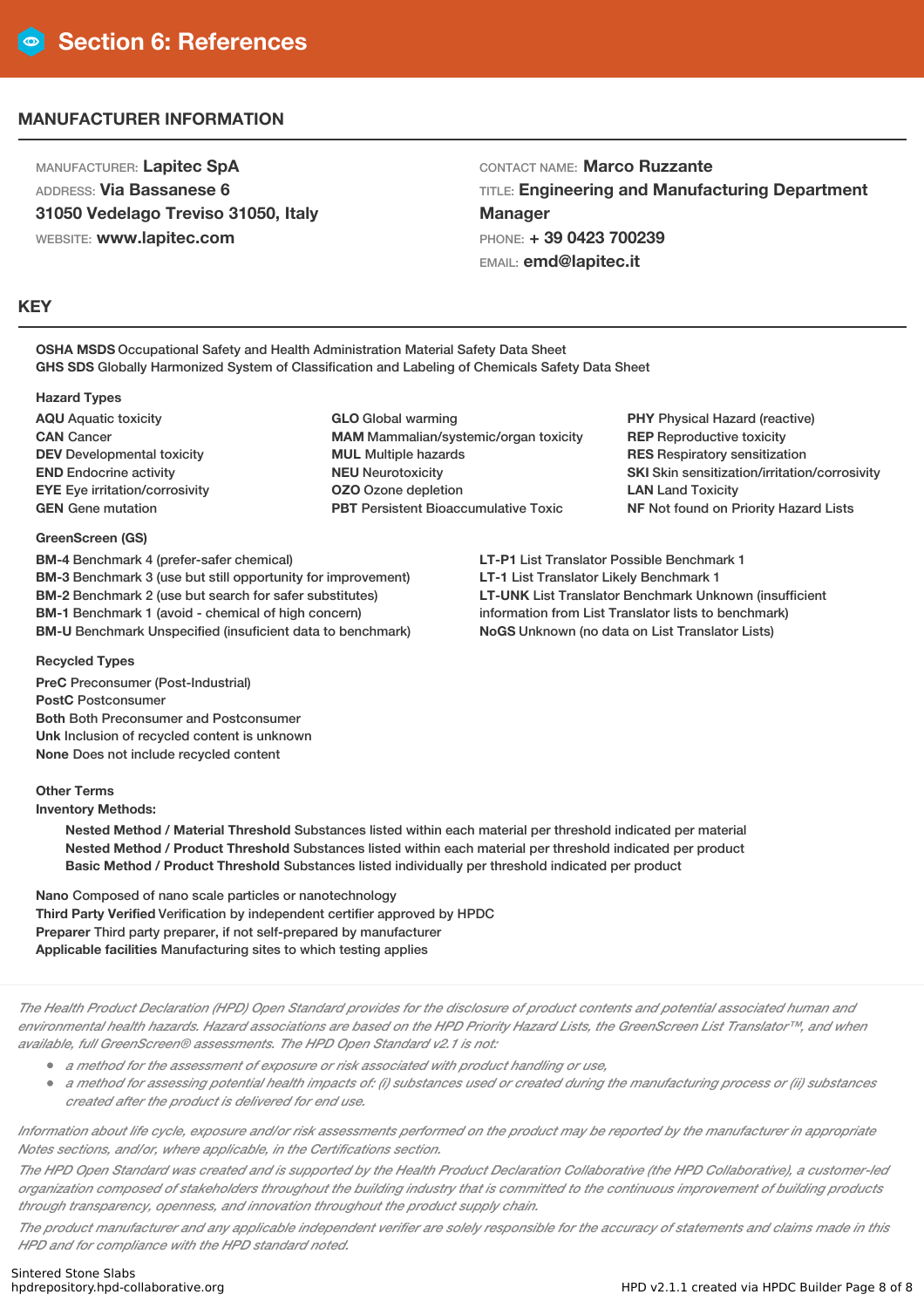# Section 6: References

## MANUFACTURER INFORMATION

MANUFACTURER: **Lapitec SpA**
ADDRESS: **Via Bassanese 6**
**31050 Vedelago Treviso 31050, Italy**
WEBSITE: **www.lapitec.com**

CONTACT NAME: **Marco Ruzzante**
TITLE: **Engineering and Manufacturing Department Manager**
PHONE: **+ 39 0423 700239**
EMAIL: **emd@lapitec.it**

## KEY

**OSHA MSDS** Occupational Safety and Health Administration Material Safety Data Sheet
**GHS SDS** Globally Harmonized System of Classification and Labeling of Chemicals Safety Data Sheet

**Hazard Types**

**AQU** Aquatic toxicity
**CAN** Cancer
**DEV** Developmental toxicity
**END** Endocrine activity
**EYE** Eye irritation/corrosivity
**GEN** Gene mutation
**GLO** Global warming
**MAM** Mammalian/systemic/organ toxicity
**MUL** Multiple hazards
**NEU** Neurotoxicity
**OZO** Ozone depletion
**PBT** Persistent Bioaccumulative Toxic
**PHY** Physical Hazard (reactive)
**REP** Reproductive toxicity
**RES** Respiratory sensitization
**SKI** Skin sensitization/irritation/corrosivity
**LAN** Land Toxicity
**NF** Not found on Priority Hazard Lists

**GreenScreen (GS)**

**BM-4** Benchmark 4 (prefer-safer chemical)
**BM-3** Benchmark 3 (use but still opportunity for improvement)
**BM-2** Benchmark 2 (use but search for safer substitutes)
**BM-1** Benchmark 1 (avoid - chemical of high concern)
**BM-U** Benchmark Unspecified (insuficient data to benchmark)
**LT-P1** List Translator Possible Benchmark 1
**LT-1** List Translator Likely Benchmark 1
**LT-UNK** List Translator Benchmark Unknown (insufficient information from List Translator lists to benchmark)
**NoGS** Unknown (no data on List Translator Lists)

**Recycled Types**

**PreC** Preconsumer (Post-Industrial)
**PostC** Postconsumer
**Both** Both Preconsumer and Postconsumer
**Unk** Inclusion of recycled content is unknown
**None** Does not include recycled content

**Other Terms**
**Inventory Methods:**

- **Nested Method / Material Threshold** Substances listed within each material per threshold indicated per material
- **Nested Method / Product Threshold** Substances listed within each material per threshold indicated per product
- **Basic Method / Product Threshold** Substances listed individually per threshold indicated per product

**Nano** Composed of nano scale particles or nanotechnology
**Third Party Verified** Verification by independent certifier approved by HPDC
**Preparer** Third party preparer, if not self-prepared by manufacturer
**Applicable facilities** Manufacturing sites to which testing applies

*The Health Product Declaration (HPD) Open Standard provides for the disclosure of product contents and potential associated human and environmental health hazards. Hazard associations are based on the HPD Priority Hazard Lists, the GreenScreen List Translator™, and when available, full GreenScreen® assessments. The HPD Open Standard v2.1 is not:*

- *a method for the assessment of exposure or risk associated with product handling or use,*
- *a method for assessing potential health impacts of: (i) substances used or created during the manufacturing process or (ii) substances created after the product is delivered for end use.*

*Information about life cycle, exposure and/or risk assessments performed on the product may be reported by the manufacturer in appropriate Notes sections, and/or, where applicable, in the Certifications section.*

*The HPD Open Standard was created and is supported by the Health Product Declaration Collaborative (the HPD Collaborative), a customer-led organization composed of stakeholders throughout the building industry that is committed to the continuous improvement of building products through transparency, openness, and innovation throughout the product supply chain.*

*The product manufacturer and any applicable independent verifier are solely responsible for the accuracy of statements and claims made in this HPD and for compliance with the HPD standard noted.*